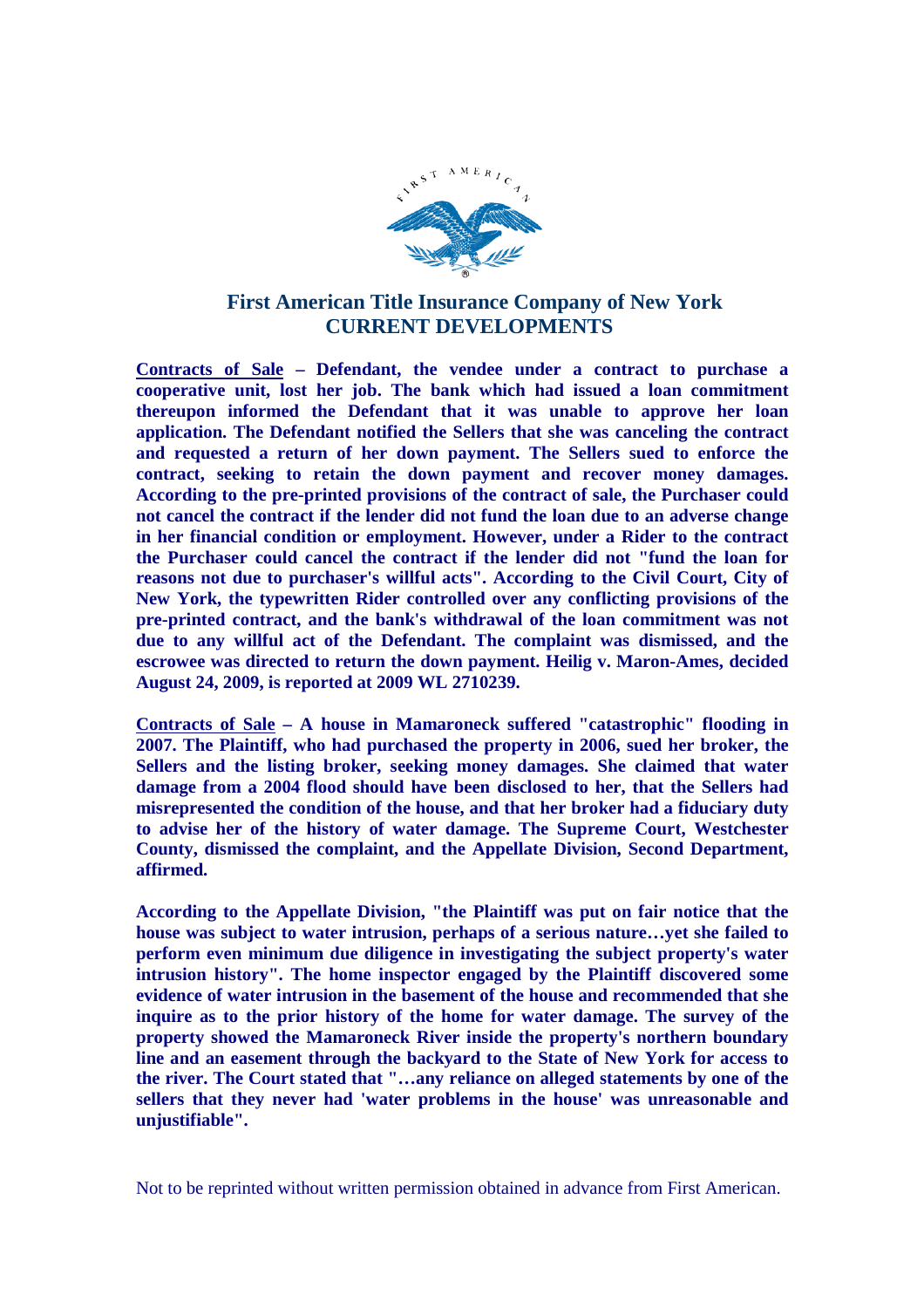# First American Title Insurance Company of New York
## CURRENT DEVELOPMENTS

**<u>Contracts of Sale</u> – Defendant, the vendee under a contract to purchase a cooperative unit, lost her job. The bank which had issued a loan commitment thereupon informed the Defendant that it was unable to approve her loan application. The Defendant notified the Sellers that she was canceling the contract and requested a return of her down payment. The Sellers sued to enforce the contract, seeking to retain the down payment and recover money damages. According to the pre-printed provisions of the contract of sale, the Purchaser could not cancel the contract if the lender did not fund the loan due to an adverse change in her financial condition or employment. However, under a Rider to the contract the Purchaser could cancel the contract if the lender did not "fund the loan for reasons not due to purchaser's willful acts". According to the Civil Court, City of New York, the typewritten Rider controlled over any conflicting provisions of the pre-printed contract, and the bank's withdrawal of the loan commitment was not due to any willful act of the Defendant. The complaint was dismissed, and the escrowee was directed to return the down payment. Heilig v. Maron-Ames, decided August 24, 2009, is reported at 2009 WL 2710239.**

**<u>Contracts of Sale</u> – A house in Mamaroneck suffered "catastrophic" flooding in 2007. The Plaintiff, who had purchased the property in 2006, sued her broker, the Sellers and the listing broker, seeking money damages. She claimed that water damage from a 2004 flood should have been disclosed to her, that the Sellers had misrepresented the condition of the house, and that her broker had a fiduciary duty to advise her of the history of water damage. The Supreme Court, Westchester County, dismissed the complaint, and the Appellate Division, Second Department, affirmed.**

**According to the Appellate Division, "the Plaintiff was put on fair notice that the house was subject to water intrusion, perhaps of a serious nature…yet she failed to perform even minimum due diligence in investigating the subject property's water intrusion history". The home inspector engaged by the Plaintiff discovered some evidence of water intrusion in the basement of the house and recommended that she inquire as to the prior history of the home for water damage. The survey of the property showed the Mamaroneck River inside the property's northern boundary line and an easement through the backyard to the State of New York for access to the river. The Court stated that "…any reliance on alleged statements by one of the sellers that they never had 'water problems in the house' was unreasonable and unjustifiable".**

Not to be reprinted without written permission obtained in advance from First American.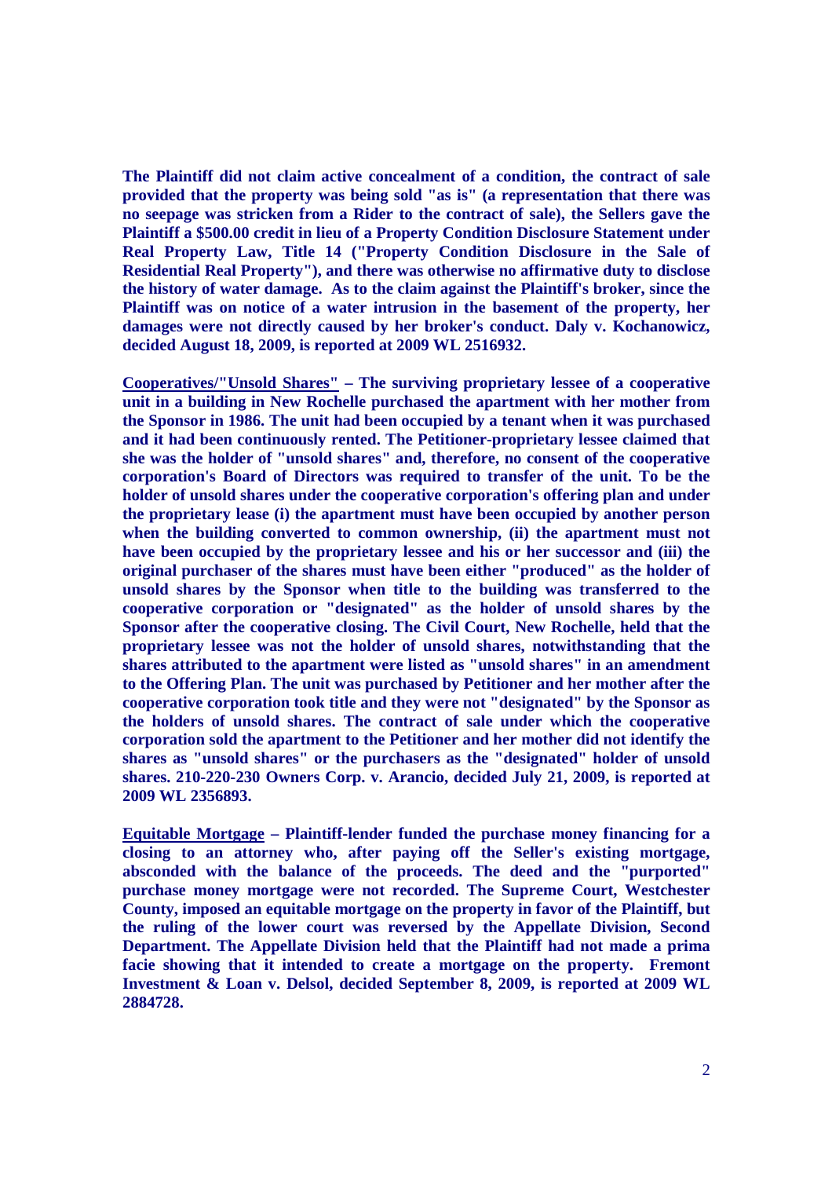**The Plaintiff did not claim active concealment of a condition, the contract of sale provided that the property was being sold "as is" (a representation that there was no seepage was stricken from a Rider to the contract of sale), the Sellers gave the Plaintiff a $500.00 credit in lieu of a Property Condition Disclosure Statement under Real Property Law, Title 14 ("Property Condition Disclosure in the Sale of Residential Real Property"), and there was otherwise no affirmative duty to disclose the history of water damage. As to the claim against the Plaintiff's broker, since the Plaintiff was on notice of a water intrusion in the basement of the property, her damages were not directly caused by her broker's conduct. Daly v. Kochanowicz, decided August 18, 2009, is reported at 2009 WL 2516932.**

**<u>Cooperatives/"Unsold Shares"</u> – The surviving proprietary lessee of a cooperative unit in a building in New Rochelle purchased the apartment with her mother from the Sponsor in 1986. The unit had been occupied by a tenant when it was purchased and it had been continuously rented. The Petitioner-proprietary lessee claimed that she was the holder of "unsold shares" and, therefore, no consent of the cooperative corporation's Board of Directors was required to transfer of the unit. To be the holder of unsold shares under the cooperative corporation's offering plan and under the proprietary lease (i) the apartment must have been occupied by another person when the building converted to common ownership, (ii) the apartment must not have been occupied by the proprietary lessee and his or her successor and (iii) the original purchaser of the shares must have been either "produced" as the holder of unsold shares by the Sponsor when title to the building was transferred to the cooperative corporation or "designated" as the holder of unsold shares by the Sponsor after the cooperative closing. The Civil Court, New Rochelle, held that the proprietary lessee was not the holder of unsold shares, notwithstanding that the shares attributed to the apartment were listed as "unsold shares" in an amendment to the Offering Plan. The unit was purchased by Petitioner and her mother after the cooperative corporation took title and they were not "designated" by the Sponsor as the holders of unsold shares. The contract of sale under which the cooperative corporation sold the apartment to the Petitioner and her mother did not identify the shares as "unsold shares" or the purchasers as the "designated" holder of unsold shares. 210-220-230 Owners Corp. v. Arancio, decided July 21, 2009, is reported at 2009 WL 2356893.**

**<u>Equitable Mortgage</u> – Plaintiff-lender funded the purchase money financing for a closing to an attorney who, after paying off the Seller's existing mortgage, absconded with the balance of the proceeds. The deed and the "purported" purchase money mortgage were not recorded. The Supreme Court, Westchester County, imposed an equitable mortgage on the property in favor of the Plaintiff, but the ruling of the lower court was reversed by the Appellate Division, Second Department. The Appellate Division held that the Plaintiff had not made a prima facie showing that it intended to create a mortgage on the property. Fremont Investment & Loan v. Delsol, decided September 8, 2009, is reported at 2009 WL 2884728.**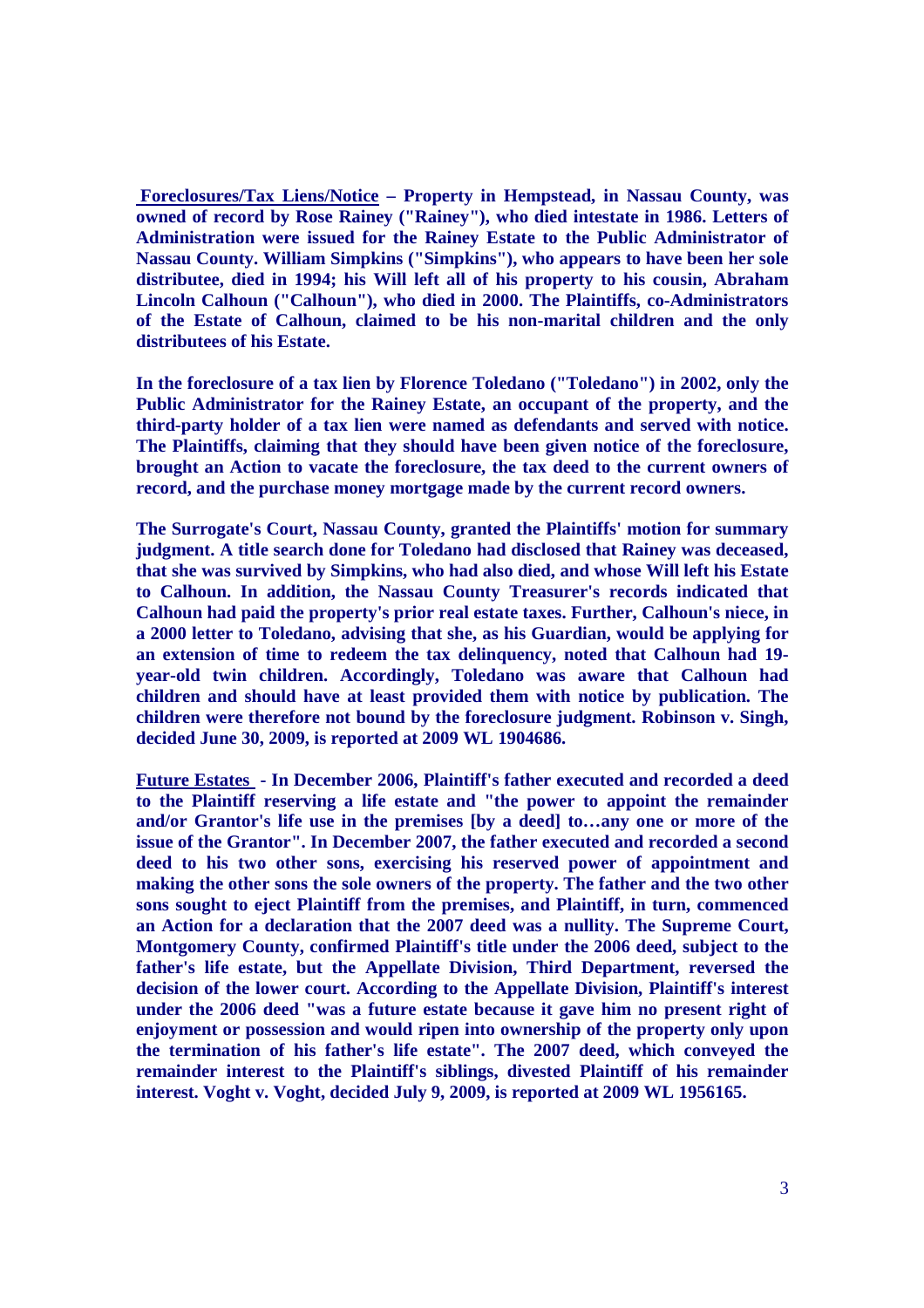**Foreclosures/Tax Liens/Notice – Property in Hempstead, in Nassau County, was owned of record by Rose Rainey ("Rainey"), who died intestate in 1986. Letters of Administration were issued for the Rainey Estate to the Public Administrator of Nassau County. William Simpkins ("Simpkins"), who appears to have been her sole distributee, died in 1994; his Will left all of his property to his cousin, Abraham Lincoln Calhoun ("Calhoun"), who died in 2000. The Plaintiffs, co-Administrators of the Estate of Calhoun, claimed to be his non-marital children and the only distributees of his Estate.**

**In the foreclosure of a tax lien by Florence Toledano ("Toledano") in 2002, only the Public Administrator for the Rainey Estate, an occupant of the property, and the third-party holder of a tax lien were named as defendants and served with notice. The Plaintiffs, claiming that they should have been given notice of the foreclosure, brought an Action to vacate the foreclosure, the tax deed to the current owners of record, and the purchase money mortgage made by the current record owners.**

**The Surrogate's Court, Nassau County, granted the Plaintiffs' motion for summary judgment. A title search done for Toledano had disclosed that Rainey was deceased, that she was survived by Simpkins, who had also died, and whose Will left his Estate to Calhoun. In addition, the Nassau County Treasurer's records indicated that Calhoun had paid the property's prior real estate taxes. Further, Calhoun's niece, in a 2000 letter to Toledano, advising that she, as his Guardian, would be applying for an extension of time to redeem the tax delinquency, noted that Calhoun had 19-year-old twin children. Accordingly, Toledano was aware that Calhoun had children and should have at least provided them with notice by publication. The children were therefore not bound by the foreclosure judgment. Robinson v. Singh, decided June 30, 2009, is reported at 2009 WL 1904686.**

**Future Estates - In December 2006, Plaintiff's father executed and recorded a deed to the Plaintiff reserving a life estate and "the power to appoint the remainder and/or Grantor's life use in the premises [by a deed] to…any one or more of the issue of the Grantor". In December 2007, the father executed and recorded a second deed to his two other sons, exercising his reserved power of appointment and making the other sons the sole owners of the property. The father and the two other sons sought to eject Plaintiff from the premises, and Plaintiff, in turn, commenced an Action for a declaration that the 2007 deed was a nullity. The Supreme Court, Montgomery County, confirmed Plaintiff's title under the 2006 deed, subject to the father's life estate, but the Appellate Division, Third Department, reversed the decision of the lower court. According to the Appellate Division, Plaintiff's interest under the 2006 deed "was a future estate because it gave him no present right of enjoyment or possession and would ripen into ownership of the property only upon the termination of his father's life estate". The 2007 deed, which conveyed the remainder interest to the Plaintiff's siblings, divested Plaintiff of his remainder interest. Voght v. Voght, decided July 9, 2009, is reported at 2009 WL 1956165.**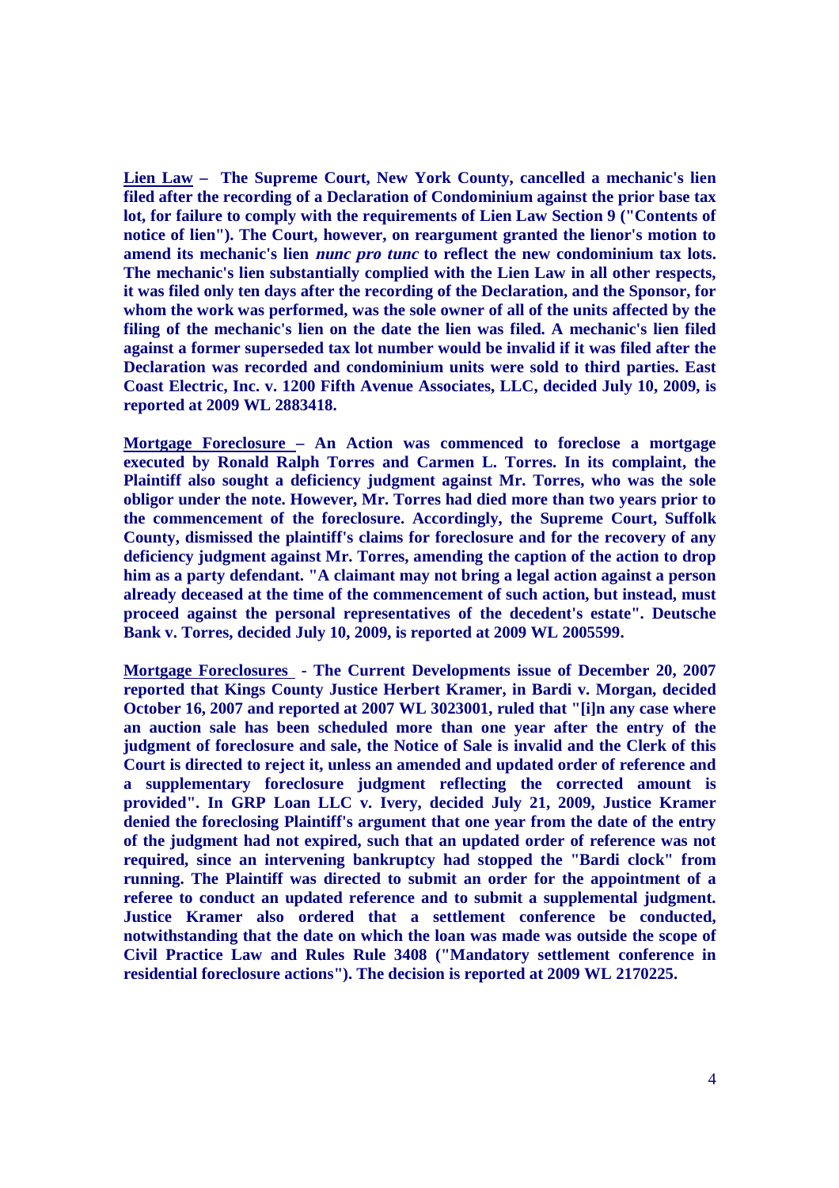**<u>Lien Law</u> – The Supreme Court, New York County, cancelled a mechanic's lien filed after the recording of a Declaration of Condominium against the prior base tax lot, for failure to comply with the requirements of Lien Law Section 9 ("Contents of notice of lien"). The Court, however, on reargument granted the lienor's motion to amend its mechanic's lien *nunc pro tunc* to reflect the new condominium tax lots. The mechanic's lien substantially complied with the Lien Law in all other respects, it was filed only ten days after the recording of the Declaration, and the Sponsor, for whom the work was performed, was the sole owner of all of the units affected by the filing of the mechanic's lien on the date the lien was filed. A mechanic's lien filed against a former superseded tax lot number would be invalid if it was filed after the Declaration was recorded and condominium units were sold to third parties. East Coast Electric, Inc. v. 1200 Fifth Avenue Associates, LLC, decided July 10, 2009, is reported at 2009 WL 2883418.**

**<u>Mortgage Foreclosure</u> – An Action was commenced to foreclose a mortgage executed by Ronald Ralph Torres and Carmen L. Torres. In its complaint, the Plaintiff also sought a deficiency judgment against Mr. Torres, who was the sole obligor under the note. However, Mr. Torres had died more than two years prior to the commencement of the foreclosure. Accordingly, the Supreme Court, Suffolk County, dismissed the plaintiff's claims for foreclosure and for the recovery of any deficiency judgment against Mr. Torres, amending the caption of the action to drop him as a party defendant. "A claimant may not bring a legal action against a person already deceased at the time of the commencement of such action, but instead, must proceed against the personal representatives of the decedent's estate". Deutsche Bank v. Torres, decided July 10, 2009, is reported at 2009 WL 2005599.**

**<u>Mortgage Foreclosures</u> - The Current Developments issue of December 20, 2007 reported that Kings County Justice Herbert Kramer, in Bardi v. Morgan, decided October 16, 2007 and reported at 2007 WL 3023001, ruled that "[i]n any case where an auction sale has been scheduled more than one year after the entry of the judgment of foreclosure and sale, the Notice of Sale is invalid and the Clerk of this Court is directed to reject it, unless an amended and updated order of reference and a supplementary foreclosure judgment reflecting the corrected amount is provided". In GRP Loan LLC v. Ivery, decided July 21, 2009, Justice Kramer denied the foreclosing Plaintiff's argument that one year from the date of the entry of the judgment had not expired, such that an updated order of reference was not required, since an intervening bankruptcy had stopped the "Bardi clock" from running. The Plaintiff was directed to submit an order for the appointment of a referee to conduct an updated reference and to submit a supplemental judgment. Justice Kramer also ordered that a settlement conference be conducted, notwithstanding that the date on which the loan was made was outside the scope of Civil Practice Law and Rules Rule 3408 ("Mandatory settlement conference in residential foreclosure actions"). The decision is reported at 2009 WL 2170225.**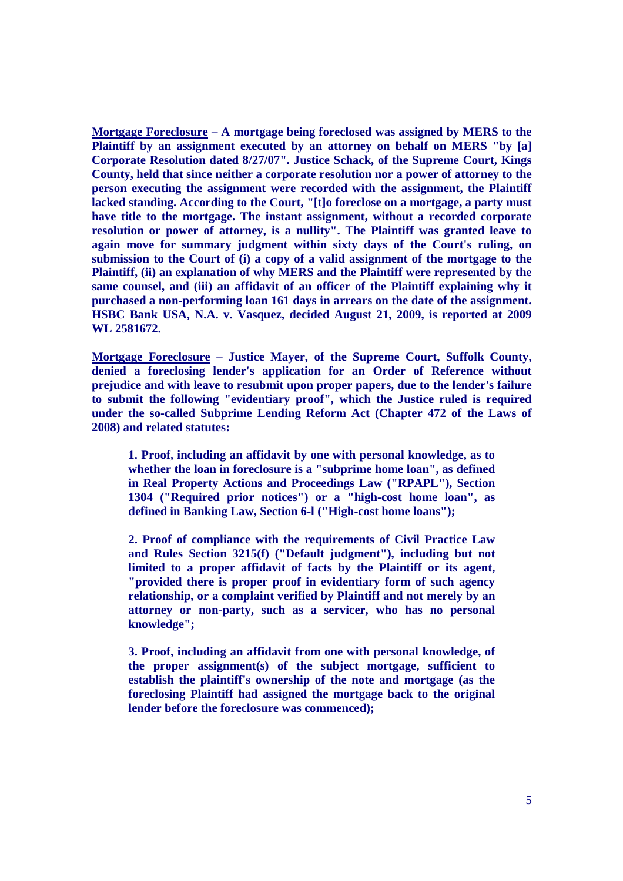**<u>Mortgage Foreclosure</u> – A mortgage being foreclosed was assigned by MERS to the Plaintiff by an assignment executed by an attorney on behalf on MERS "by [a] Corporate Resolution dated 8/27/07". Justice Schack, of the Supreme Court, Kings County, held that since neither a corporate resolution nor a power of attorney to the person executing the assignment were recorded with the assignment, the Plaintiff lacked standing. According to the Court, "[t]o foreclose on a mortgage, a party must have title to the mortgage. The instant assignment, without a recorded corporate resolution or power of attorney, is a nullity". The Plaintiff was granted leave to again move for summary judgment within sixty days of the Court's ruling, on submission to the Court of (i) a copy of a valid assignment of the mortgage to the Plaintiff, (ii) an explanation of why MERS and the Plaintiff were represented by the same counsel, and (iii) an affidavit of an officer of the Plaintiff explaining why it purchased a non-performing loan 161 days in arrears on the date of the assignment. HSBC Bank USA, N.A. v. Vasquez, decided August 21, 2009, is reported at 2009 WL 2581672.**

**<u>Mortgage Foreclosure</u> – Justice Mayer, of the Supreme Court, Suffolk County, denied a foreclosing lender's application for an Order of Reference without prejudice and with leave to resubmit upon proper papers, due to the lender's failure to submit the following "evidentiary proof", which the Justice ruled is required under the so-called Subprime Lending Reform Act (Chapter 472 of the Laws of 2008) and related statutes:**

> **1. Proof, including an affidavit by one with personal knowledge, as to whether the loan in foreclosure is a "subprime home loan", as defined in Real Property Actions and Proceedings Law ("RPAPL"), Section 1304 ("Required prior notices") or a "high-cost home loan", as defined in Banking Law, Section 6-l ("High-cost home loans");**
>
> **2. Proof of compliance with the requirements of Civil Practice Law and Rules Section 3215(f) ("Default judgment"), including but not limited to a proper affidavit of facts by the Plaintiff or its agent, "provided there is proper proof in evidentiary form of such agency relationship, or a complaint verified by Plaintiff and not merely by an attorney or non-party, such as a servicer, who has no personal knowledge";**
>
> **3. Proof, including an affidavit from one with personal knowledge, of the proper assignment(s) of the subject mortgage, sufficient to establish the plaintiff's ownership of the note and mortgage (as the foreclosing Plaintiff had assigned the mortgage back to the original lender before the foreclosure was commenced);**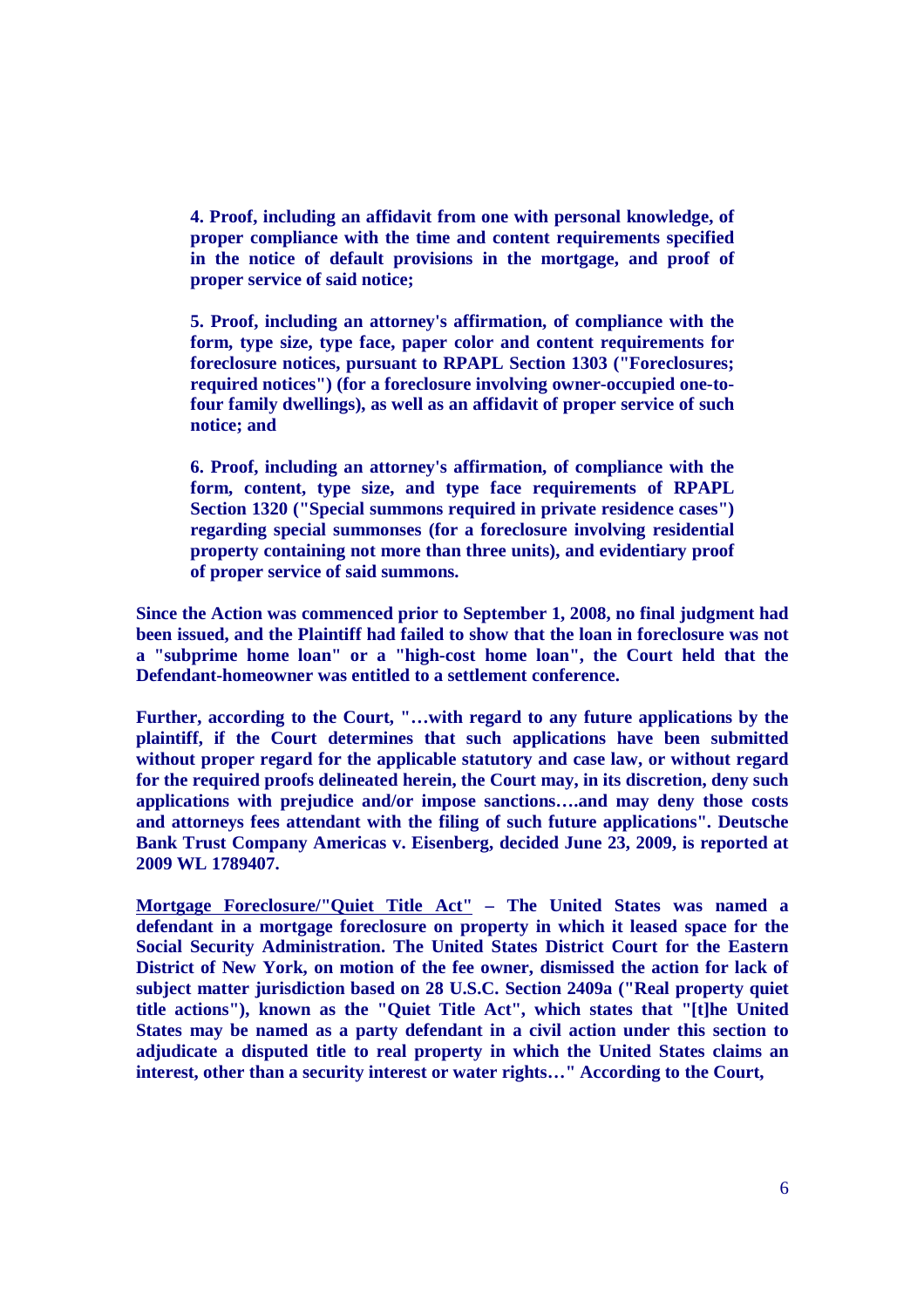**4. Proof, including an affidavit from one with personal knowledge, of proper compliance with the time and content requirements specified in the notice of default provisions in the mortgage, and proof of proper service of said notice;**

**5. Proof, including an attorney's affirmation, of compliance with the form, type size, type face, paper color and content requirements for foreclosure notices, pursuant to RPAPL Section 1303 ("Foreclosures; required notices") (for a foreclosure involving owner-occupied one-to-four family dwellings), as well as an affidavit of proper service of such notice; and**

**6. Proof, including an attorney's affirmation, of compliance with the form, content, type size, and type face requirements of RPAPL Section 1320 ("Special summons required in private residence cases") regarding special summonses (for a foreclosure involving residential property containing not more than three units), and evidentiary proof of proper service of said summons.**

**Since the Action was commenced prior to September 1, 2008, no final judgment had been issued, and the Plaintiff had failed to show that the loan in foreclosure was not a "subprime home loan" or a "high-cost home loan", the Court held that the Defendant-homeowner was entitled to a settlement conference.**

**Further, according to the Court, "…with regard to any future applications by the plaintiff, if the Court determines that such applications have been submitted without proper regard for the applicable statutory and case law, or without regard for the required proofs delineated herein, the Court may, in its discretion, deny such applications with prejudice and/or impose sanctions….and may deny those costs and attorneys fees attendant with the filing of such future applications". Deutsche Bank Trust Company Americas v. Eisenberg, decided June 23, 2009, is reported at 2009 WL 1789407.**

**<u>Mortgage Foreclosure/"Quiet Title Act"</u> – The United States was named a defendant in a mortgage foreclosure on property in which it leased space for the Social Security Administration. The United States District Court for the Eastern District of New York, on motion of the fee owner, dismissed the action for lack of subject matter jurisdiction based on 28 U.S.C. Section 2409a ("Real property quiet title actions"), known as the "Quiet Title Act", which states that "[t]he United States may be named as a party defendant in a civil action under this section to adjudicate a disputed title to real property in which the United States claims an interest, other than a security interest or water rights…" According to the Court,**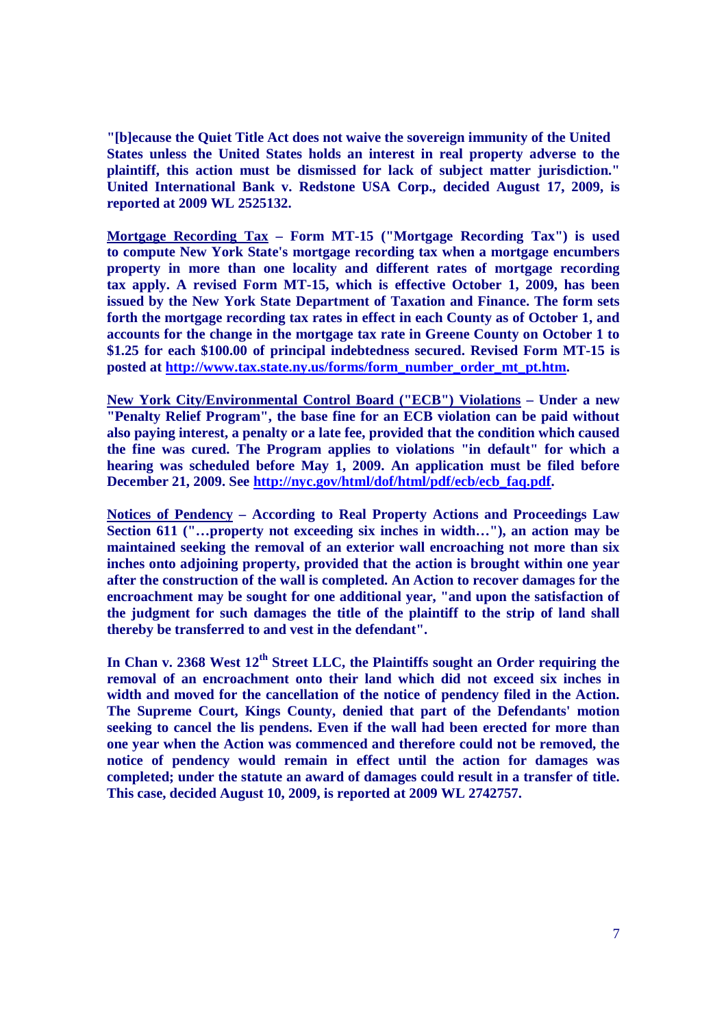**"[b]ecause the Quiet Title Act does not waive the sovereign immunity of the United States unless the United States holds an interest in real property adverse to the plaintiff, this action must be dismissed for lack of subject matter jurisdiction." United International Bank v. Redstone USA Corp., decided August 17, 2009, is reported at 2009 WL 2525132.**

**<u>Mortgage Recording Tax</u> – Form MT-15 ("Mortgage Recording Tax") is used to compute New York State's mortgage recording tax when a mortgage encumbers property in more than one locality and different rates of mortgage recording tax apply. A revised Form MT-15, which is effective October 1, 2009, has been issued by the New York State Department of Taxation and Finance. The form sets forth the mortgage recording tax rates in effect in each County as of October 1, and accounts for the change in the mortgage tax rate in Greene County on October 1 to $1.25 for each $100.00 of principal indebtedness secured. Revised Form MT-15 is posted at [http://www.tax.state.ny.us/forms/form_number_order_mt_pt.htm](http://www.tax.state.ny.us/forms/form_number_order_mt_pt.htm).**

**<u>New York City/Environmental Control Board ("ECB") Violations</u> – Under a new "Penalty Relief Program", the base fine for an ECB violation can be paid without also paying interest, a penalty or a late fee, provided that the condition which caused the fine was cured. The Program applies to violations "in default" for which a hearing was scheduled before May 1, 2009. An application must be filed before December 21, 2009. See [http://nyc.gov/html/dof/html/pdf/ecb/ecb_faq.pdf](http://nyc.gov/html/dof/html/pdf/ecb/ecb_faq.pdf).**

**<u>Notices of Pendency</u> – According to Real Property Actions and Proceedings Law Section 611 ("…property not exceeding six inches in width…"), an action may be maintained seeking the removal of an exterior wall encroaching not more than six inches onto adjoining property, provided that the action is brought within one year after the construction of the wall is completed. An Action to recover damages for the encroachment may be sought for one additional year, "and upon the satisfaction of the judgment for such damages the title of the plaintiff to the strip of land shall thereby be transferred to and vest in the defendant".**

**In Chan v. 2368 West 12th Street LLC, the Plaintiffs sought an Order requiring the removal of an encroachment onto their land which did not exceed six inches in width and moved for the cancellation of the notice of pendency filed in the Action. The Supreme Court, Kings County, denied that part of the Defendants' motion seeking to cancel the lis pendens. Even if the wall had been erected for more than one year when the Action was commenced and therefore could not be removed, the notice of pendency would remain in effect until the action for damages was completed; under the statute an award of damages could result in a transfer of title. This case, decided August 10, 2009, is reported at 2009 WL 2742757.**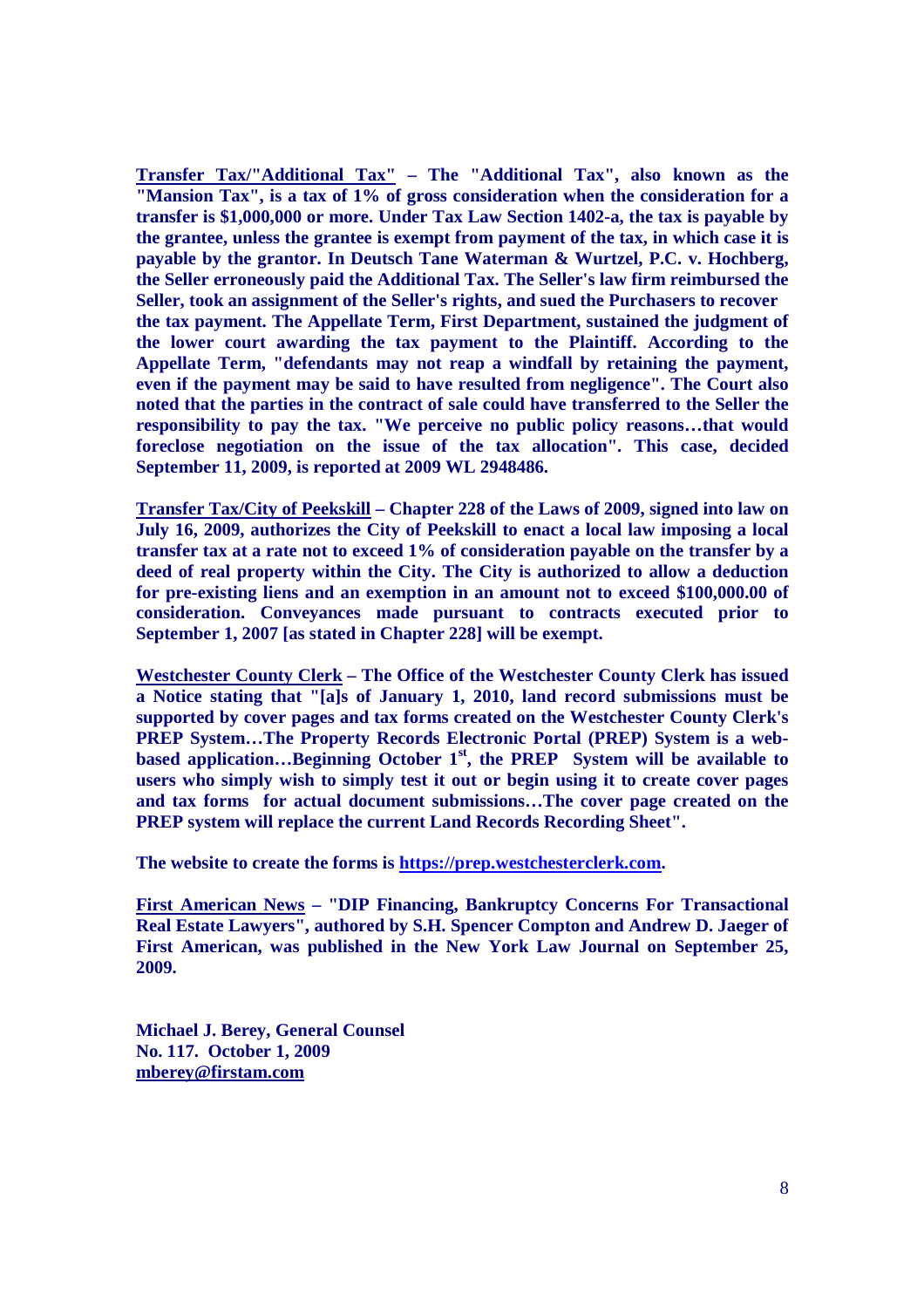**Transfer Tax/"Additional Tax"** – **The "Additional Tax", also known as the "Mansion Tax", is a tax of 1% of gross consideration when the consideration for a transfer is $1,000,000 or more. Under Tax Law Section 1402-a, the tax is payable by the grantee, unless the grantee is exempt from payment of the tax, in which case it is payable by the grantor. In Deutsch Tane Waterman & Wurtzel, P.C. v. Hochberg, the Seller erroneously paid the Additional Tax. The Seller's law firm reimbursed the Seller, took an assignment of the Seller's rights, and sued the Purchasers to recover the tax payment. The Appellate Term, First Department, sustained the judgment of the lower court awarding the tax payment to the Plaintiff. According to the Appellate Term, "defendants may not reap a windfall by retaining the payment, even if the payment may be said to have resulted from negligence". The Court also noted that the parties in the contract of sale could have transferred to the Seller the responsibility to pay the tax. "We perceive no public policy reasons…that would foreclose negotiation on the issue of the tax allocation". This case, decided September 11, 2009, is reported at 2009 WL 2948486.**

**Transfer Tax/City of Peekskill** – **Chapter 228 of the Laws of 2009, signed into law on July 16, 2009, authorizes the City of Peekskill to enact a local law imposing a local transfer tax at a rate not to exceed 1% of consideration payable on the transfer by a deed of real property within the City. The City is authorized to allow a deduction for pre-existing liens and an exemption in an amount not to exceed $100,000.00 of consideration. Conveyances made pursuant to contracts executed prior to September 1, 2007 [as stated in Chapter 228] will be exempt.**

**Westchester County Clerk** – **The Office of the Westchester County Clerk has issued a Notice stating that "[a]s of January 1, 2010, land record submissions must be supported by cover pages and tax forms created on the Westchester County Clerk's PREP System…The Property Records Electronic Portal (PREP) System is a web-based application…Beginning October 1st, the PREP System will be available to users who simply wish to simply test it out or begin using it to create cover pages and tax forms for actual document submissions…The cover page created on the PREP system will replace the current Land Records Recording Sheet".**

**The website to create the forms is https://prep.westchesterclerk.com.**

**First American News** – **"DIP Financing, Bankruptcy Concerns For Transactional Real Estate Lawyers", authored by S.H. Spencer Compton and Andrew D. Jaeger of First American, was published in the New York Law Journal on September 25, 2009.**

**Michael J. Berey, General Counsel**
**No. 117. October 1, 2009**
**mberey@firstam.com**